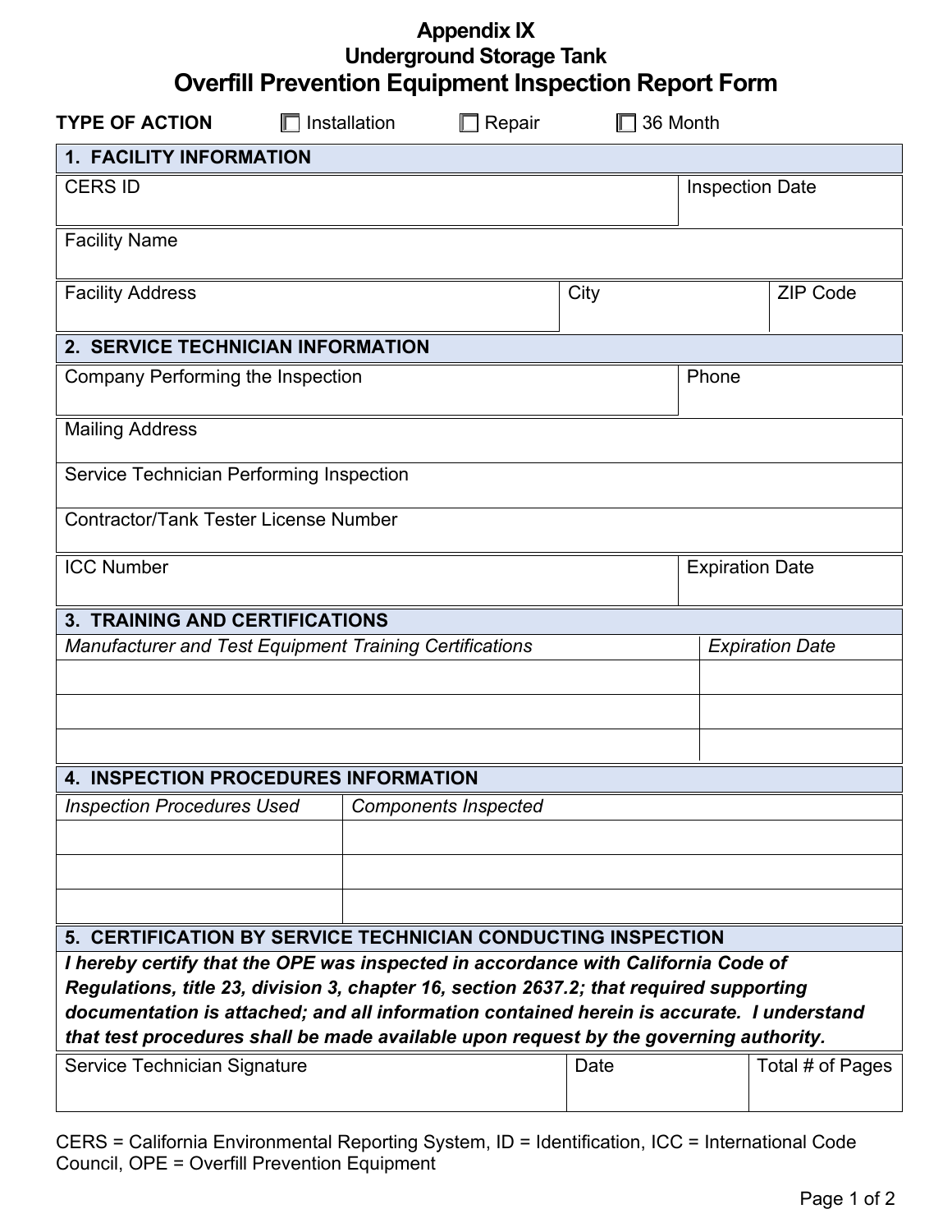# Appendix IX
## Underground Storage Tank
## Overfill Prevention Equipment Inspection Report Form

**TYPE OF ACTION** ☐ Installation ☐ Repair ☐ 36 Month

### 1. FACILITY INFORMATION

| CERS ID | Inspection Date |
|---|---|
| | |

| Facility Name |
|---|
| |

| Facility Address | City | ZIP Code |
|---|---|---|
| | | |

### 2. SERVICE TECHNICIAN INFORMATION

| Company Performing the Inspection | Phone |
|---|---|
| | |

| Mailing Address |
|---|
| |
| **Service Technician Performing Inspection** |
| |
| **Contractor/Tank Tester License Number** |
| |

| ICC Number | Expiration Date |
|---|---|
| | |

### 3. TRAINING AND CERTIFICATIONS

| *Manufacturer and Test Equipment Training Certifications* | *Expiration Date* |
|---|---|
| | |
| | |
| | |

### 4. INSPECTION PROCEDURES INFORMATION

| *Inspection Procedures Used* | *Components Inspected* |
|---|---|
| | |
| | |
| | |

### 5. CERTIFICATION BY SERVICE TECHNICIAN CONDUCTING INSPECTION

***I hereby certify that the OPE was inspected in accordance with California Code of Regulations, title 23, division 3, chapter 16, section 2637.2; that required supporting documentation is attached; and all information contained herein is accurate. I understand that test procedures shall be made available upon request by the governing authority.***

| Service Technician Signature | Date | Total # of Pages |
|---|---|---|
| | | |

CERS = California Environmental Reporting System, ID = Identification, ICC = International Code Council, OPE = Overfill Prevention Equipment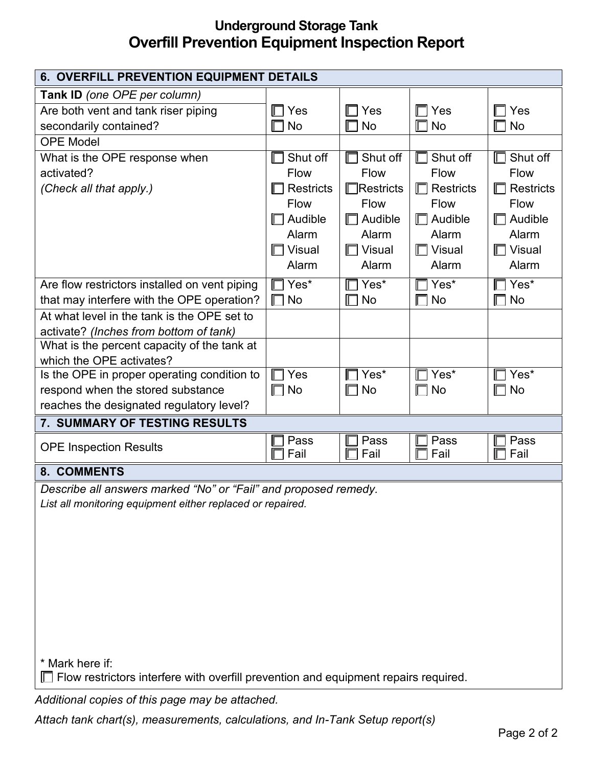## Underground Storage Tank
# Overfill Prevention Equipment Inspection Report

| **6. OVERFILL PREVENTION EQUIPMENT DETAILS** | | | | |
|---|---|---|---|---|
| **Tank ID** *(one OPE per column)* | | | | |
| Are both vent and tank riser piping secondarily contained? | ☐ Yes ☐ No | ☐ Yes ☐ No | ☐ Yes ☐ No | ☐ Yes ☐ No |
| OPE Model | | | | |
| What is the OPE response when activated? *(Check all that apply.)* | ☐ Shut off Flow ☐ Restricts Flow ☐ Audible Alarm ☐ Visual Alarm | ☐ Shut off Flow ☐ Restricts Flow ☐ Audible Alarm ☐ Visual Alarm | ☐ Shut off Flow ☐ Restricts Flow ☐ Audible Alarm ☐ Visual Alarm | ☐ Shut off Flow ☐ Restricts Flow ☐ Audible Alarm ☐ Visual Alarm |
| Are flow restrictors installed on vent piping that may interfere with the OPE operation? | ☐ Yes* ☐ No | ☐ Yes* ☐ No | ☐ Yes* ☐ No | ☐ Yes* ☐ No |
| At what level in the tank is the OPE set to activate? *(Inches from bottom of tank)* | | | | |
| What is the percent capacity of the tank at which the OPE activates? | | | | |
| Is the OPE in proper operating condition to respond when the stored substance reaches the designated regulatory level? | ☐ Yes ☐ No | ☐ Yes* ☐ No | ☐ Yes* ☐ No | ☐ Yes* ☐ No |

| **7. SUMMARY OF TESTING RESULTS** | | | | |
|---|---|---|---|---|
| OPE Inspection Results | ☐ Pass ☐ Fail | ☐ Pass ☐ Fail | ☐ Pass ☐ Fail | ☐ Pass ☐ Fail |

**8. COMMENTS**

*Describe all answers marked "No" or "Fail" and proposed remedy.*

*List all monitoring equipment either replaced or repaired.*

\* Mark here if:

☐ Flow restrictors interfere with overfill prevention and equipment repairs required.

*Additional copies of this page may be attached.*

*Attach tank chart(s), measurements, calculations, and In-Tank Setup report(s)*